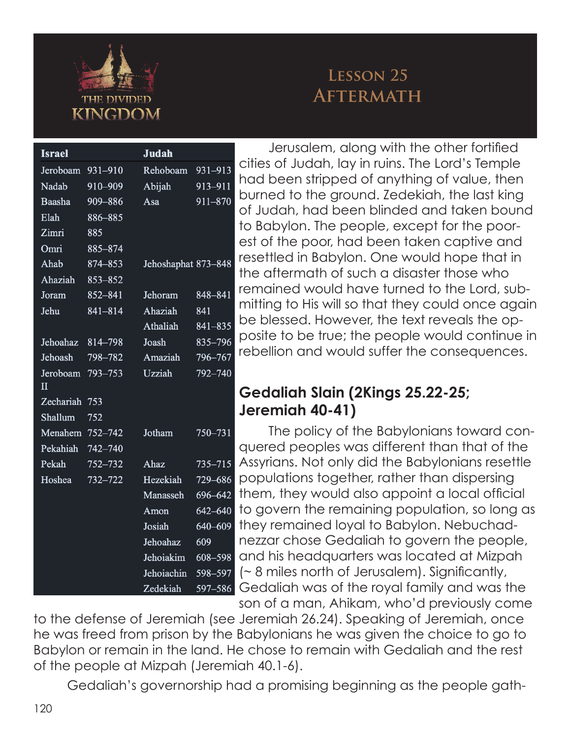# Lesson 25
# Aftermath

| Israel | | Judah | |
|---|---|---|---|
| Jeroboam | 931–910 | Rehoboam | 931–913 |
| Nadab | 910–909 | Abijah | 913–911 |
| Baasha | 909–886 | Asa | 911–870 |
| Elah | 886–885 | | |
| Zimri | 885 | | |
| Omri | 885–874 | | |
| Ahab | 874–853 | Jehoshaphat | 873–848 |
| Ahaziah | 853–852 | | |
| Joram | 852–841 | Jehoram | 848–841 |
| Jehu | 841–814 | Ahaziah | 841 |
| | | Athaliah | 841–835 |
| Jehoahaz | 814–798 | Joash | 835–796 |
| Jehoash | 798–782 | Amaziah | 796–767 |
| Jeroboam II | 793–753 | Uzziah | 792–740 |
| Zechariah | 753 | | |
| Shallum | 752 | | |
| Menahem | 752–742 | Jotham | 750–731 |
| Pekahiah | 742–740 | | |
| Pekah | 752–732 | Ahaz | 735–715 |
| Hoshea | 732–722 | Hezekiah | 729–686 |
| | | Manasseh | 696–642 |
| | | Amon | 642–640 |
| | | Josiah | 640–609 |
| | | Jehoahaz | 609 |
| | | Jehoiakim | 608–598 |
| | | Jehoiachin | 598–597 |
| | | Zedekiah | 597–586 |

Jerusalem, along with the other fortified cities of Judah, lay in ruins. The Lord's Temple had been stripped of anything of value, then burned to the ground. Zedekiah, the last king of Judah, had been blinded and taken bound to Babylon. The people, except for the poorest of the poor, had been taken captive and resettled in Babylon. One would hope that in the aftermath of such a disaster those who remained would have turned to the Lord, submitting to His will so that they could once again be blessed. However, the text reveals the opposite to be true; the people would continue in rebellion and would suffer the consequences.

## Gedaliah Slain (2Kings 25.22-25; Jeremiah 40-41)

The policy of the Babylonians toward conquered peoples was different than that of the Assyrians. Not only did the Babylonians resettle populations together, rather than dispersing them, they would also appoint a local official to govern the remaining population, so long as they remained loyal to Babylon. Nebuchadnezzar chose Gedaliah to govern the people, and his headquarters was located at Mizpah (~ 8 miles north of Jerusalem). Significantly, Gedaliah was of the royal family and was the son of a man, Ahikam, who'd previously come to the defense of Jeremiah (see Jeremiah 26.24). Speaking of Jeremiah, once he was freed from prison by the Babylonians he was given the choice to go to Babylon or remain in the land. He chose to remain with Gedaliah and the rest of the people at Mizpah (Jeremiah 40.1-6).

Gedaliah's governorship had a promising beginning as the people gath-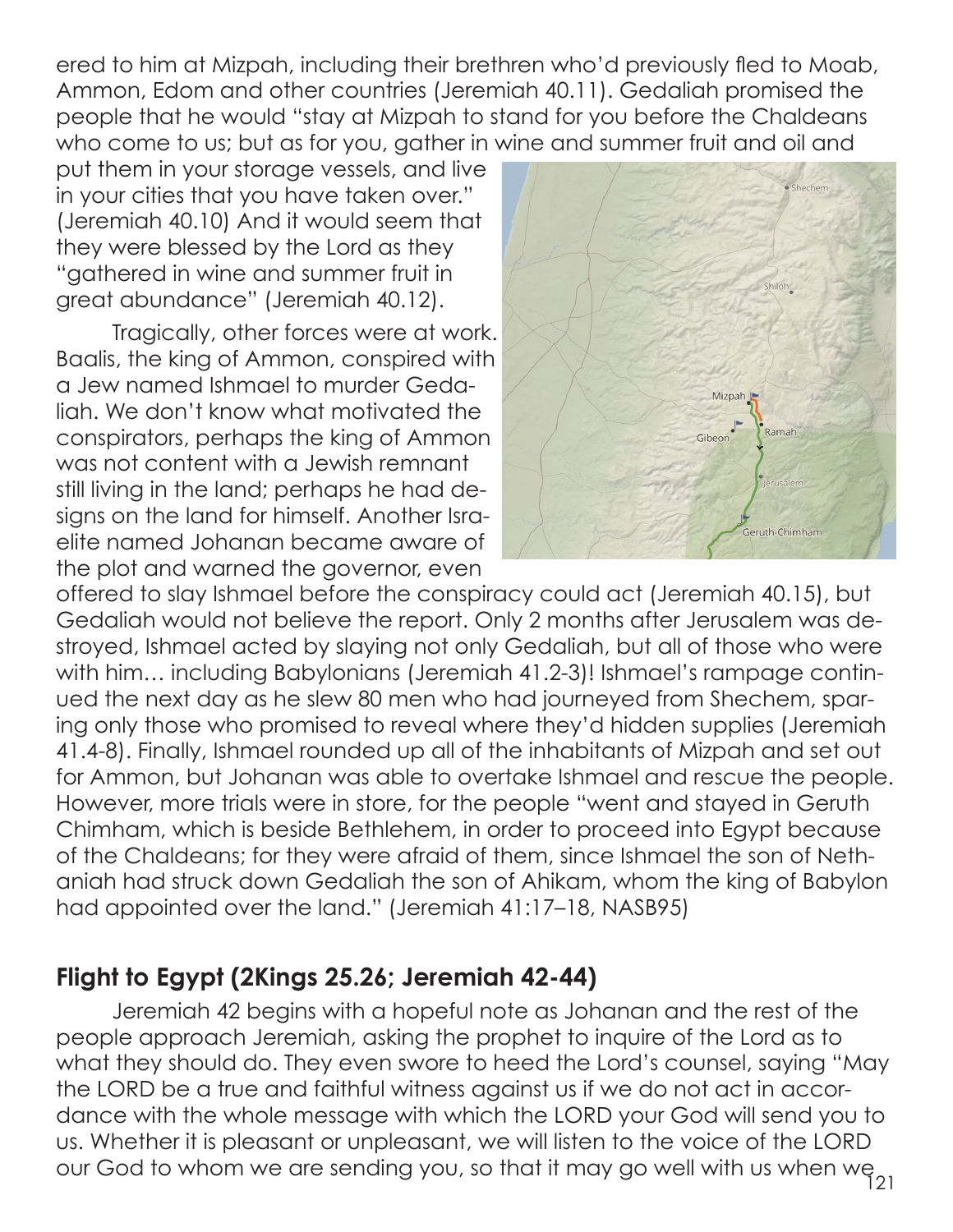ered to him at Mizpah, including their brethren who'd previously fled to Moab, Ammon, Edom and other countries (Jeremiah 40.11). Gedaliah promised the people that he would "stay at Mizpah to stand for you before the Chaldeans who come to us; but as for you, gather in wine and summer fruit and oil and put them in your storage vessels, and live in your cities that you have taken over." (Jeremiah 40.10) And it would seem that they were blessed by the Lord as they "gathered in wine and summer fruit in great abundance" (Jeremiah 40.12).

Tragically, other forces were at work. Baalis, the king of Ammon, conspired with a Jew named Ishmael to murder Gedaliah. We don't know what motivated the conspirators, perhaps the king of Ammon was not content with a Jewish remnant still living in the land; perhaps he had designs on the land for himself. Another Israelite named Johanan became aware of the plot and warned the governor, even offered to slay Ishmael before the conspiracy could act (Jeremiah 40.15), but Gedaliah would not believe the report. Only 2 months after Jerusalem was destroyed, Ishmael acted by slaying not only Gedaliah, but all of those who were with him… including Babylonians (Jeremiah 41.2-3)! Ishmael's rampage continued the next day as he slew 80 men who had journeyed from Shechem, sparing only those who promised to reveal where they'd hidden supplies (Jeremiah 41.4-8). Finally, Ishmael rounded up all of the inhabitants of Mizpah and set out for Ammon, but Johanan was able to overtake Ishmael and rescue the people. However, more trials were in store, for the people "went and stayed in Geruth Chimham, which is beside Bethlehem, in order to proceed into Egypt because of the Chaldeans; for they were afraid of them, since Ishmael the son of Nethaniah had struck down Gedaliah the son of Ahikam, whom the king of Babylon had appointed over the land." (Jeremiah 41:17–18, NASB95)

## Flight to Egypt (2Kings 25.26; Jeremiah 42-44)

Jeremiah 42 begins with a hopeful note as Johanan and the rest of the people approach Jeremiah, asking the prophet to inquire of the Lord as to what they should do. They even swore to heed the Lord's counsel, saying "May the LORD be a true and faithful witness against us if we do not act in accordance with the whole message with which the LORD your God will send you to us. Whether it is pleasant or unpleasant, we will listen to the voice of the LORD our God to whom we are sending you, so that it may go well with us when we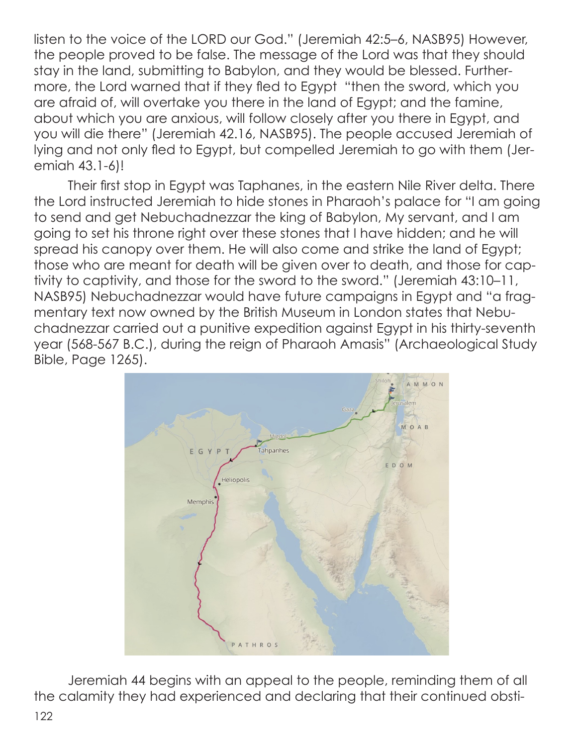listen to the voice of the LORD our God." (Jeremiah 42:5–6, NASB95) However, the people proved to be false. The message of the Lord was that they should stay in the land, submitting to Babylon, and they would be blessed. Furthermore, the Lord warned that if they fled to Egypt "then the sword, which you are afraid of, will overtake you there in the land of Egypt; and the famine, about which you are anxious, will follow closely after you there in Egypt, and you will die there" (Jeremiah 42.16, NASB95). The people accused Jeremiah of lying and not only fled to Egypt, but compelled Jeremiah to go with them (Jeremiah 43.1-6)!

Their first stop in Egypt was Taphanes, in the eastern Nile River delta. There the Lord instructed Jeremiah to hide stones in Pharaoh's palace for "I am going to send and get Nebuchadnezzar the king of Babylon, My servant, and I am going to set his throne right over these stones that I have hidden; and he will spread his canopy over them. He will also come and strike the land of Egypt; those who are meant for death will be given over to death, and those for captivity to captivity, and those for the sword to the sword." (Jeremiah 43:10–11, NASB95) Nebuchadnezzar would have future campaigns in Egypt and "a fragmentary text now owned by the British Museum in London states that Nebuchadnezzar carried out a punitive expedition against Egypt in his thirty-seventh year (568-567 B.C.), during the reign of Pharaoh Amasis" (Archaeological Study Bible, Page 1265).

Jeremiah 44 begins with an appeal to the people, reminding them of all the calamity they had experienced and declaring that their continued obsti-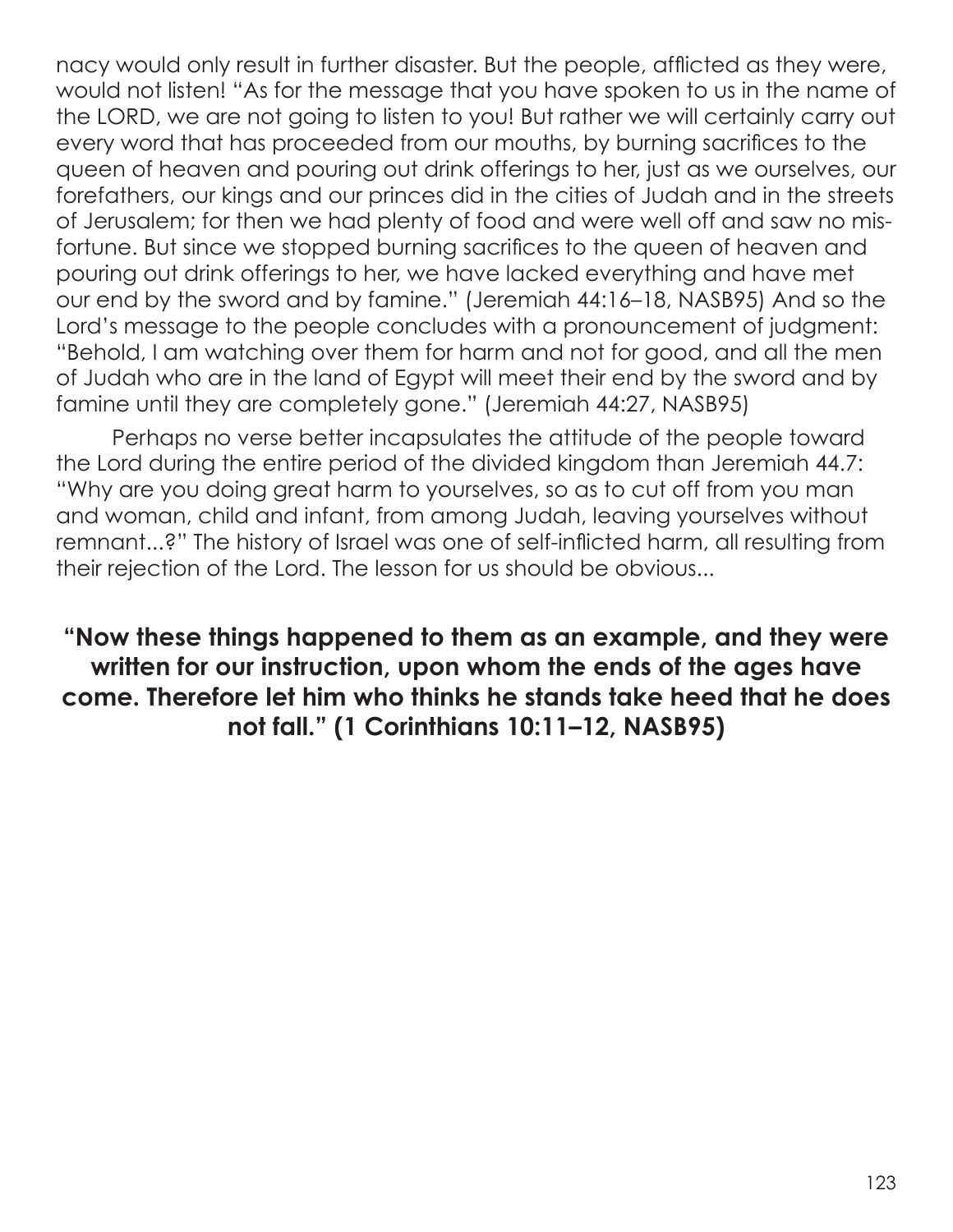nacy would only result in further disaster. But the people, afflicted as they were, would not listen! "As for the message that you have spoken to us in the name of the LORD, we are not going to listen to you! But rather we will certainly carry out every word that has proceeded from our mouths, by burning sacrifices to the queen of heaven and pouring out drink offerings to her, just as we ourselves, our forefathers, our kings and our princes did in the cities of Judah and in the streets of Jerusalem; for then we had plenty of food and were well off and saw no misfortune. But since we stopped burning sacrifices to the queen of heaven and pouring out drink offerings to her, we have lacked everything and have met our end by the sword and by famine." (Jeremiah 44:16–18, NASB95) And so the Lord's message to the people concludes with a pronouncement of judgment: "Behold, I am watching over them for harm and not for good, and all the men of Judah who are in the land of Egypt will meet their end by the sword and by famine until they are completely gone." (Jeremiah 44:27, NASB95)

Perhaps no verse better incapsulates the attitude of the people toward the Lord during the entire period of the divided kingdom than Jeremiah 44.7: "Why are you doing great harm to yourselves, so as to cut off from you man and woman, child and infant, from among Judah, leaving yourselves without remnant...?" The history of Israel was one of self-inflicted harm, all resulting from their rejection of the Lord. The lesson for us should be obvious...

**"Now these things happened to them as an example, and they were written for our instruction, upon whom the ends of the ages have come. Therefore let him who thinks he stands take heed that he does not fall." (1 Corinthians 10:11–12, NASB95)**